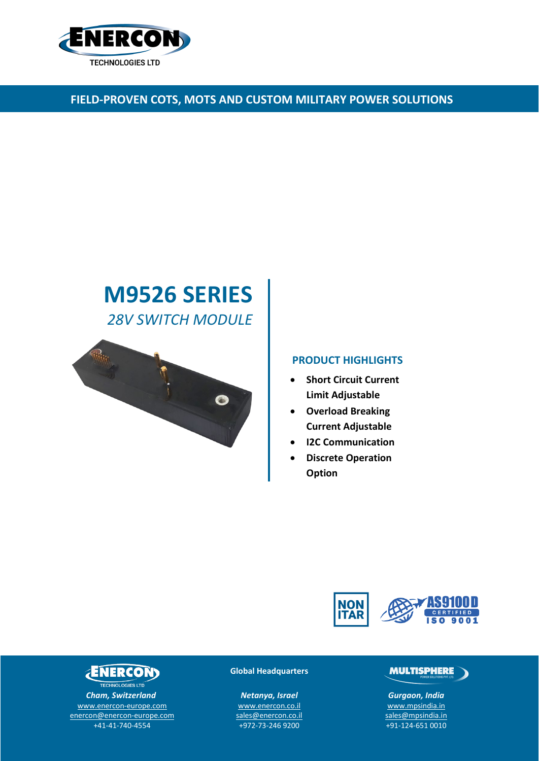ENERCON
TECHNOLOGIES LTD

**FIELD-PROVEN COTS, MOTS AND CUSTOM MILITARY POWER SOLUTIONS**

# M9526 SERIES

*28V SWITCH MODULE*

## PRODUCT HIGHLIGHTS

- **Short Circuit Current Limit Adjustable**
- **Overload Breaking Current Adjustable**
- **I2C Communication**
- **Discrete Operation Option**

NON ITAR

AS9100D CERTIFIED ISO 9001

ENERCON TECHNOLOGIES LTD
*Cham, Switzerland*
www.enercon-europe.com
enercon@enercon-europe.com
+41-41-740-4554

**Global Headquarters**
*Netanya, Israel*
www.enercon.co.il
sales@enercon.co.il
+972-73-246 9200

MULTISPHERE
*Gurgaon, India*
www.mpsindia.in
sales@mpsindia.in
+91-124-651 0010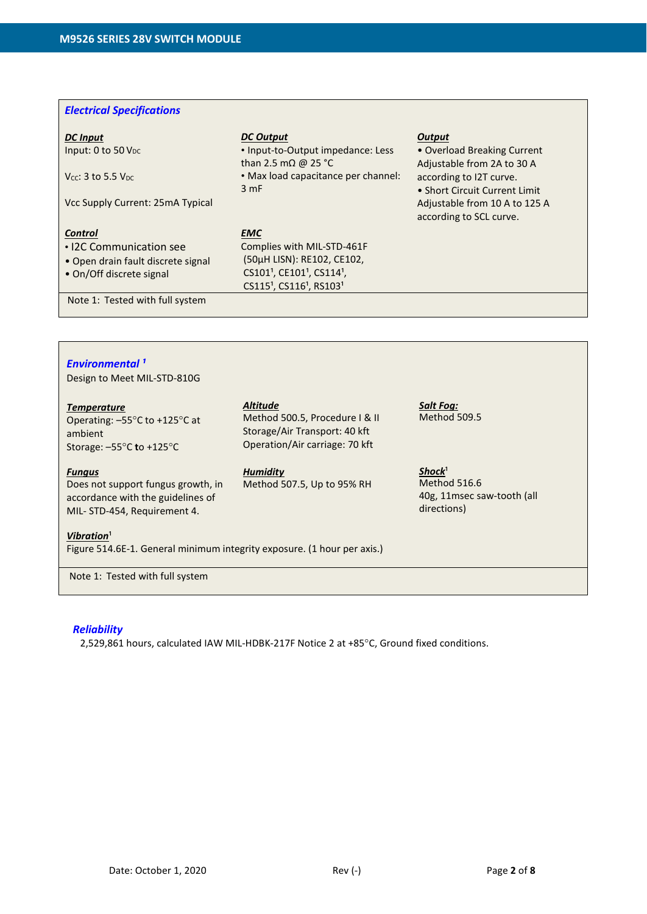## Electrical Specifications

### DC Input

Input: 0 to 50 $V_{DC}$

$V_{CC}$: 3 to 5.5 $V_{DC}$

Vcc Supply Current: 25mA Typical

### DC Output

- Input-to-Output impedance: Less than 2.5 mΩ @ 25 °C
- Max load capacitance per channel: 3 mF

### Output

- Overload Breaking Current Adjustable from 2A to 30 A according to I2T curve.
- Short Circuit Current Limit Adjustable from 10 A to 125 A according to SCL curve.

### Control

- I2C Communication see
- Open drain fault discrete signal
- On/Off discrete signal

### EMC

Complies with MIL-STD-461F (50µH LISN): RE102, CE102, CS101[1], CE101[1], CS114[1], CS115[1], CS116[1], RS103[1]

Note 1: Tested with full system

## Environmental [1]

Design to Meet MIL-STD-810G

### Temperature

Operating: –55°C to +125°C at ambient

Storage: –55°C to +125°C

### Altitude

Method 500.5, Procedure I & II

Storage/Air Transport: 40 kft

Operation/Air carriage: 70 kft

### Salt Fog:

Method 509.5

### Fungus

Does not support fungus growth, in accordance with the guidelines of MIL- STD-454, Requirement 4.

### Humidity

Method 507.5, Up to 95% RH

### Shock[1]

Method 516.6

40g, 11msec saw-tooth (all directions)

### Vibration[1]

Figure 514.6E-1. General minimum integrity exposure. (1 hour per axis.)

Note 1: Tested with full system

## Reliability

2,529,861 hours, calculated IAW MIL-HDBK-217F Notice 2 at +85°C, Ground fixed conditions.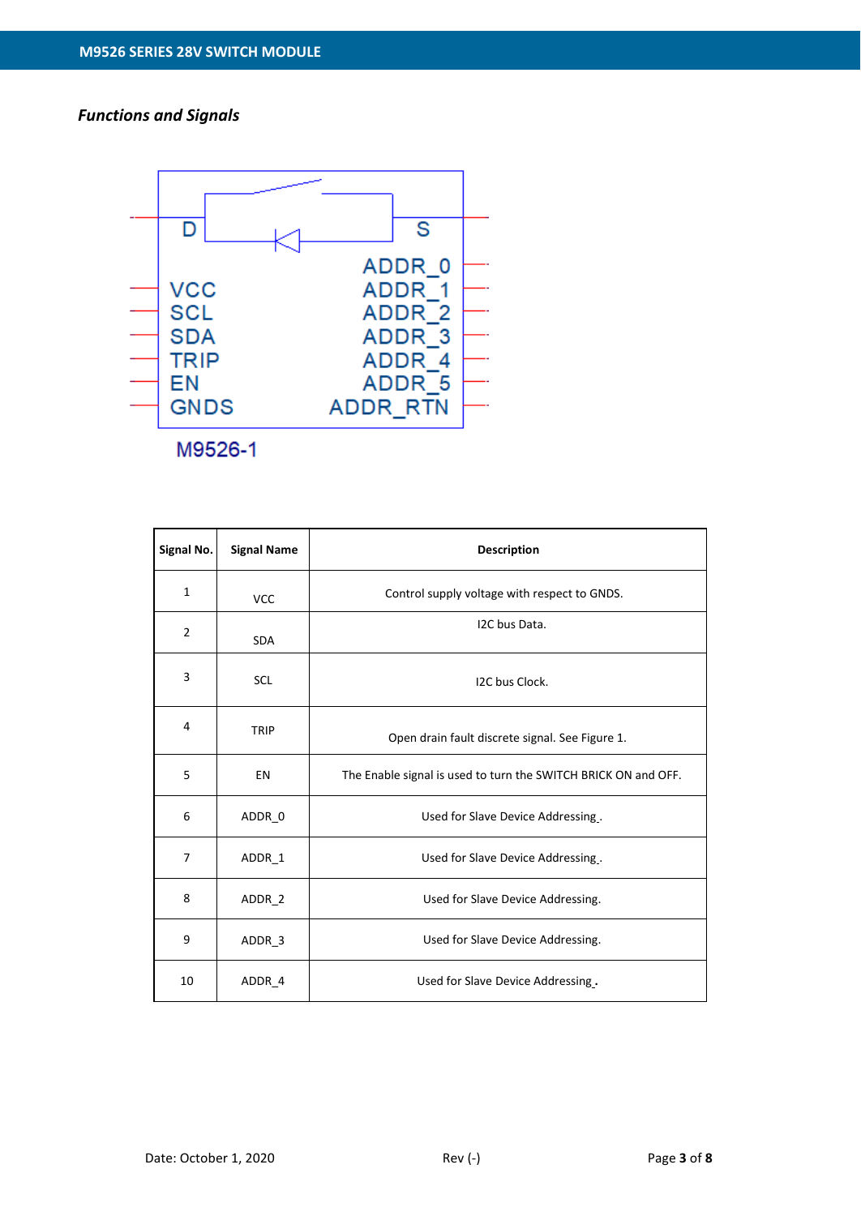## *Functions and Signals*

M9526-1

| Signal No. | Signal Name | Description |
|---|---|---|
| 1 | VCC | Control supply voltage with respect to GNDS. |
| 2 | SDA | I2C bus Data. |
| 3 | SCL | I2C bus Clock. |
| 4 | TRIP | Open drain fault discrete signal. See Figure 1. |
| 5 | EN | The Enable signal is used to turn the SWITCH BRICK ON and OFF. |
| 6 | ADDR_0 | Used for Slave Device Addressing . |
| 7 | ADDR_1 | Used for Slave Device Addressing . |
| 8 | ADDR_2 | Used for Slave Device Addressing. |
| 9 | ADDR_3 | Used for Slave Device Addressing. |
| 10 | ADDR_4 | Used for Slave Device Addressing . |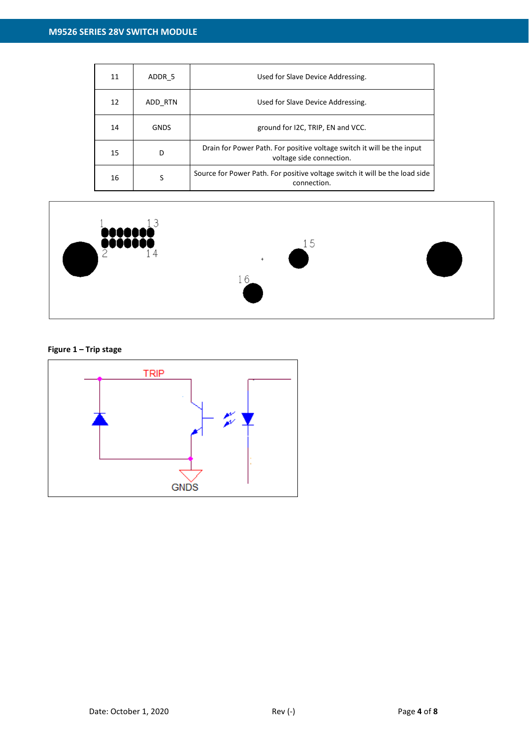| 11 | ADDR_5 | Used for Slave Device Addressing. |
|---|---|---|
| 12 | ADD_RTN | Used for Slave Device Addressing. |
| 14 | GNDS | ground for I2C, TRIP, EN and VCC. |
| 15 | D | Drain for Power Path. For positive voltage switch it will be the input voltage side connection. |
| 16 | S | Source for Power Path. For positive voltage switch it will be the load side connection. |

**Figure 1 – Trip stage**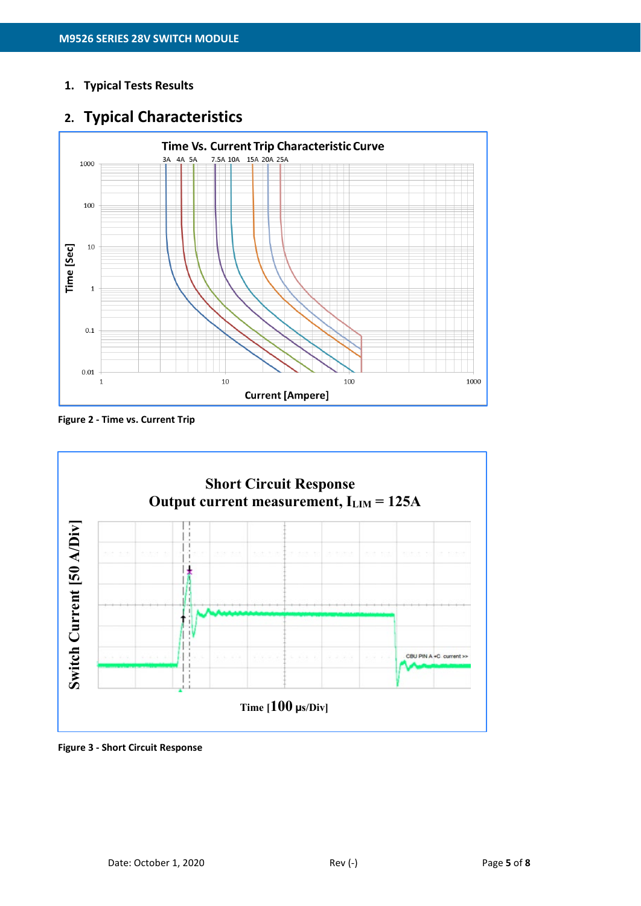1. **Typical Tests Results**

## 2. Typical Characteristics

**Figure 2 - Time vs. Current Trip**

**Figure 3 - Short Circuit Response**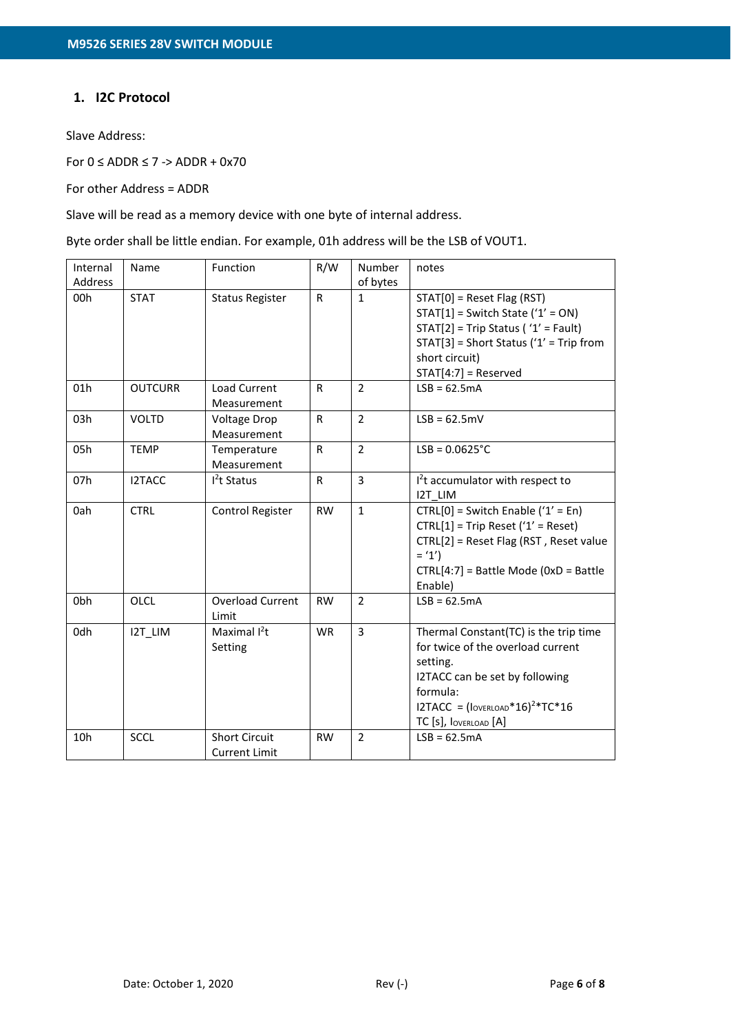## 1. I2C Protocol

Slave Address:

For 0 ≤ ADDR ≤ 7 -> ADDR + 0x70

For other Address = ADDR

Slave will be read as a memory device with one byte of internal address.

Byte order shall be little endian. For example, 01h address will be the LSB of VOUT1.

| Internal Address | Name | Function | R/W | Number of bytes | notes |
|---|---|---|---|---|---|
| 00h | STAT | Status Register | R | 1 | STAT[0] = Reset Flag (RST)<br>STAT[1] = Switch State ('1' = ON)<br>STAT[2] = Trip Status ( '1' = Fault)<br>STAT[3] = Short Status ('1' = Trip from short circuit)<br>STAT[4:7] = Reserved |
| 01h | OUTCURR | Load Current Measurement | R | 2 | LSB = 62.5mA |
| 03h | VOLTD | Voltage Drop Measurement | R | 2 | LSB = 62.5mV |
| 05h | TEMP | Temperature Measurement | R | 2 | LSB = 0.0625°C |
| 07h | I2TACC | $I^2t$ Status | R | 3 | $I^2t$ accumulator with respect to I2T_LIM |
| 0ah | CTRL | Control Register | RW | 1 | CTRL[0] = Switch Enable ('1' = En)<br>CTRL[1] = Trip Reset ('1' = Reset)<br>CTRL[2] = Reset Flag (RST , Reset value = '1')<br>CTRL[4:7] = Battle Mode (0xD = Battle Enable) |
| 0bh | OLCL | Overload Current Limit | RW | 2 | LSB = 62.5mA |
| 0dh | I2T_LIM | Maximal $I^2t$ Setting | WR | 3 | Thermal Constant(TC) is the trip time for twice of the overload current setting.<br>I2TACC can be set by following formula:<br>I2TACC = $(I_{OVERLOAD}*16)^2*TC*16$<br>TC [s], $I_{OVERLOAD}$ [A] |
| 10h | SCCL | Short Circuit Current Limit | RW | 2 | LSB = 62.5mA |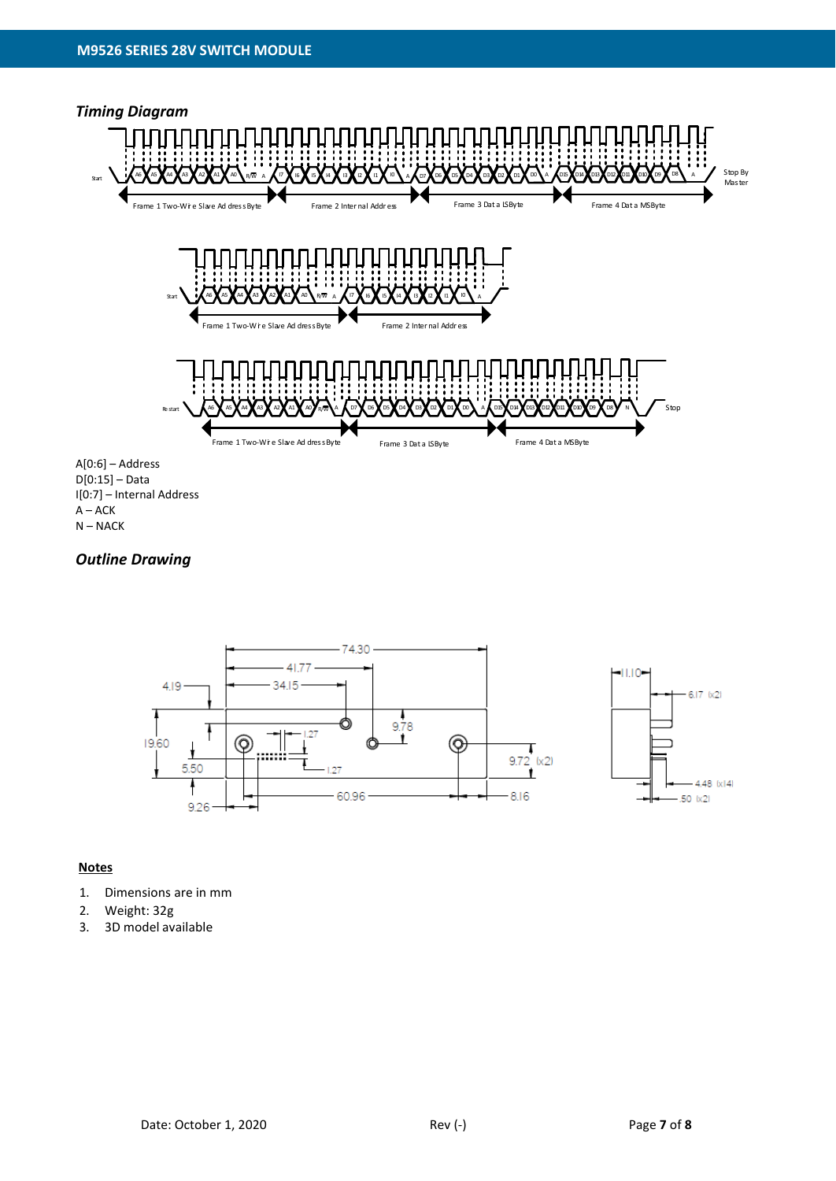## *Timing Diagram*

A[0:6] – Address
D[0:15] – Data
I[0:7] – Internal Address
A – ACK
N – NACK

## *Outline Drawing*

**Notes**

1. Dimensions are in mm
2. Weight: 32g
3. 3D model available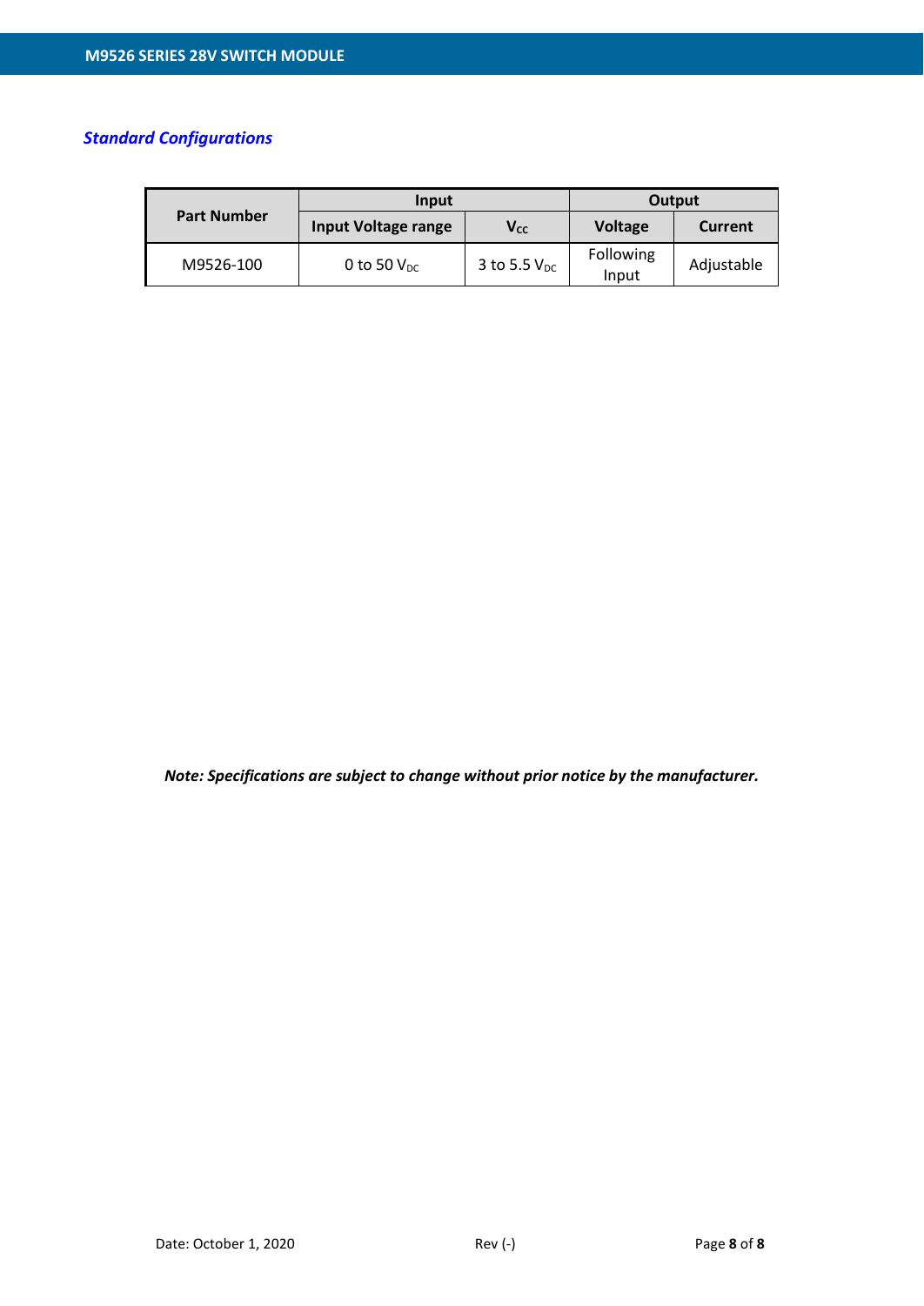## *Standard Configurations*

| Part Number | Input | | Output | |
|---|---|---|---|---|
| | Input Voltage range | $V_{CC}$ | Voltage | Current |
| M9526-100 | 0 to 50 $V_{DC}$ | 3 to 5.5 $V_{DC}$ | Following Input | Adjustable |

***Note: Specifications are subject to change without prior notice by the manufacturer.***

Date: October 1, 2020 Rev (-)